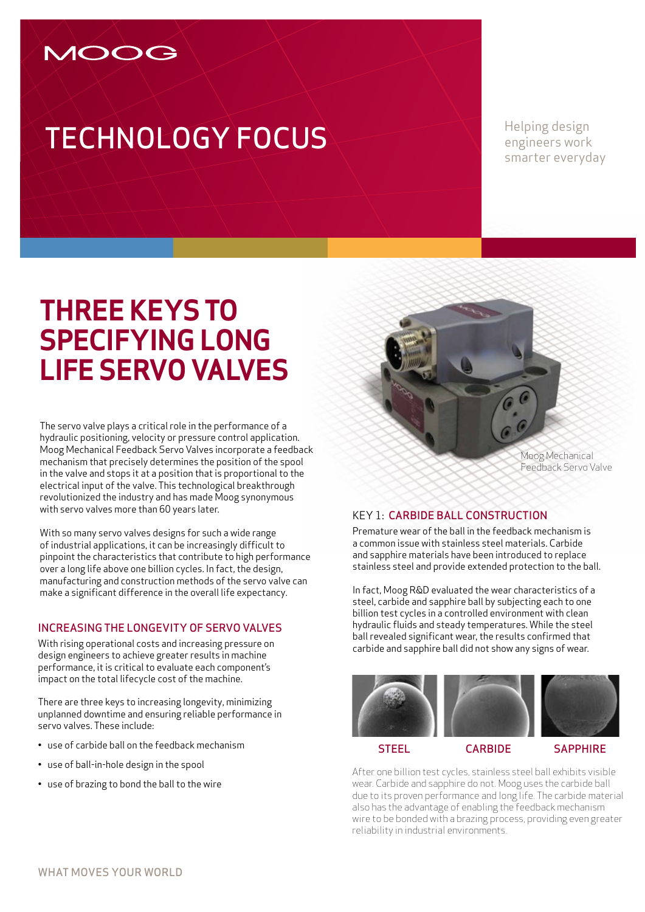# TECHNOLOGY FOCUS

Helping design engineers work smarter everyday

# THREE KEYS TO SPECIFYING LONG LIFE SERVO VALVES

The servo valve plays a critical role in the performance of a hydraulic positioning, velocity or pressure control application. Moog Mechanical Feedback Servo Valves incorporate a feedback mechanism that precisely determines the position of the spool in the valve and stops it at a position that is proportional to the electrical input of the valve. This technological breakthrough revolutionized the industry and has made Moog synonymous with servo valves more than 60 years later.

With so many servo valves designs for such a wide range of industrial applications, it can be increasingly difficult to pinpoint the characteristics that contribute to high performance over a long life above one billion cycles. In fact, the design, manufacturing and construction methods of the servo valve can make a significant difference in the overall life expectancy.

## INCREASING THE LONGEVITY OF SERVO VALVES

With rising operational costs and increasing pressure on design engineers to achieve greater results in machine performance, it is critical to evaluate each component's impact on the total lifecycle cost of the machine.

There are three keys to increasing longevity, minimizing unplanned downtime and ensuring reliable performance in servo valves. These include:

- use of carbide ball on the feedback mechanism
- use of ball-in-hole design in the spool
- use of brazing to bond the ball to the wire

Moog Mechanical Feedback Servo Valve

## KEY 1: CARBIDE BALL CONSTRUCTION

Premature wear of the ball in the feedback mechanism is a common issue with stainless steel materials. Carbide and sapphire materials have been introduced to replace stainless steel and provide extended protection to the ball.

In fact, Moog R&D evaluated the wear characteristics of a steel, carbide and sapphire ball by subjecting each to one billion test cycles in a controlled environment with clean hydraulic fluids and steady temperatures. While the steel ball revealed significant wear, the results confirmed that carbide and sapphire ball did not show any signs of wear.

STEEL | CARBIDE | SAPPHIRE

After one billion test cycles, stainless steel ball exhibits visible wear. Carbide and sapphire do not. Moog uses the carbide ball due to its proven performance and long life. The carbide material also has the advantage of enabling the feedback mechanism wire to be bonded with a brazing process, providing even greater reliability in industrial environments.

WHAT MOVES YOUR WORLD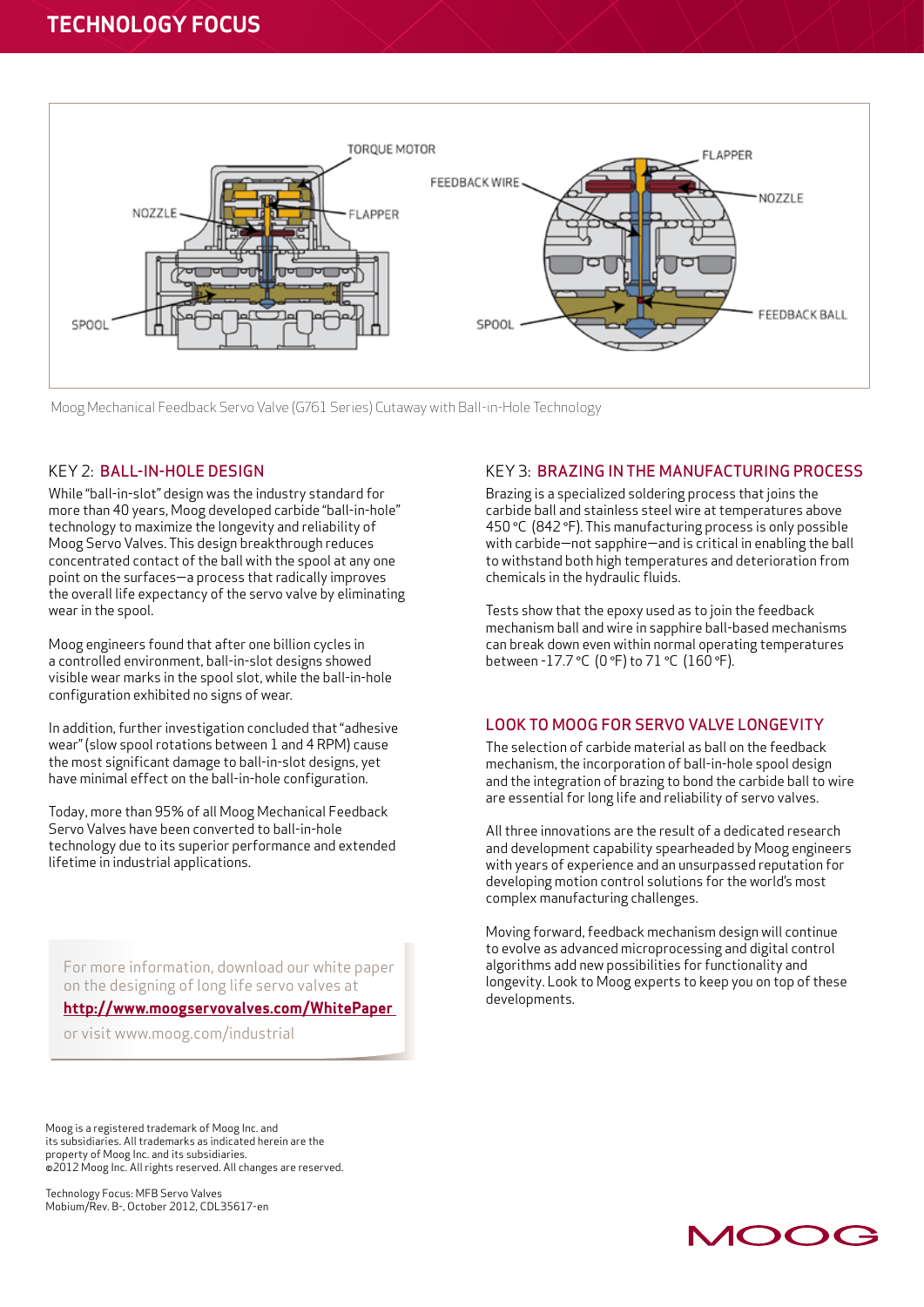TORQUE MOTOR
NOZZLE
FLAPPER
SPOOL
FEEDBACK WIRE
FLAPPER
NOZZLE
SPOOL
FEEDBACK BALL

Moog Mechanical Feedback Servo Valve (G761 Series) Cutaway with Ball-in-Hole Technology

## KEY 2: BALL-IN-HOLE DESIGN

While "ball-in-slot" design was the industry standard for more than 40 years, Moog developed carbide "ball-in-hole" technology to maximize the longevity and reliability of Moog Servo Valves. This design breakthrough reduces concentrated contact of the ball with the spool at any one point on the surfaces—a process that radically improves the overall life expectancy of the servo valve by eliminating wear in the spool.

Moog engineers found that after one billion cycles in a controlled environment, ball-in-slot designs showed visible wear marks in the spool slot, while the ball-in-hole configuration exhibited no signs of wear.

In addition, further investigation concluded that "adhesive wear" (slow spool rotations between 1 and 4 RPM) cause the most significant damage to ball-in-slot designs, yet have minimal effect on the ball-in-hole configuration.

Today, more than 95% of all Moog Mechanical Feedback Servo Valves have been converted to ball-in-hole technology due to its superior performance and extended lifetime in industrial applications.

For more information, download our white paper on the designing of long life servo valves at
**http://www.moogservovalves.com/WhitePaper**
or visit www.moog.com/industrial

## KEY 3: BRAZING IN THE MANUFACTURING PROCESS

Brazing is a specialized soldering process that joins the carbide ball and stainless steel wire at temperatures above 450 °C (842 °F). This manufacturing process is only possible with carbide—not sapphire—and is critical in enabling the ball to withstand both high temperatures and deterioration from chemicals in the hydraulic fluids.

Tests show that the epoxy used as to join the feedback mechanism ball and wire in sapphire ball-based mechanisms can break down even within normal operating temperatures between -17.7 °C (0 °F) to 71 °C (160 °F).

## LOOK TO MOOG FOR SERVO VALVE LONGEVITY

The selection of carbide material as ball on the feedback mechanism, the incorporation of ball-in-hole spool design and the integration of brazing to bond the carbide ball to wire are essential for long life and reliability of servo valves.

All three innovations are the result of a dedicated research and development capability spearheaded by Moog engineers with years of experience and an unsurpassed reputation for developing motion control solutions for the world's most complex manufacturing challenges.

Moving forward, feedback mechanism design will continue to evolve as advanced microprocessing and digital control algorithms add new possibilities for functionality and longevity. Look to Moog experts to keep you on top of these developments.

Moog is a registered trademark of Moog Inc. and its subsidiaries. All trademarks as indicated herein are the property of Moog Inc. and its subsidiaries.
©2012 Moog Inc. All rights reserved. All changes are reserved.

Technology Focus: MFB Servo Valves
Mobium/Rev. B-, October 2012, CDL35617-en

MOOG